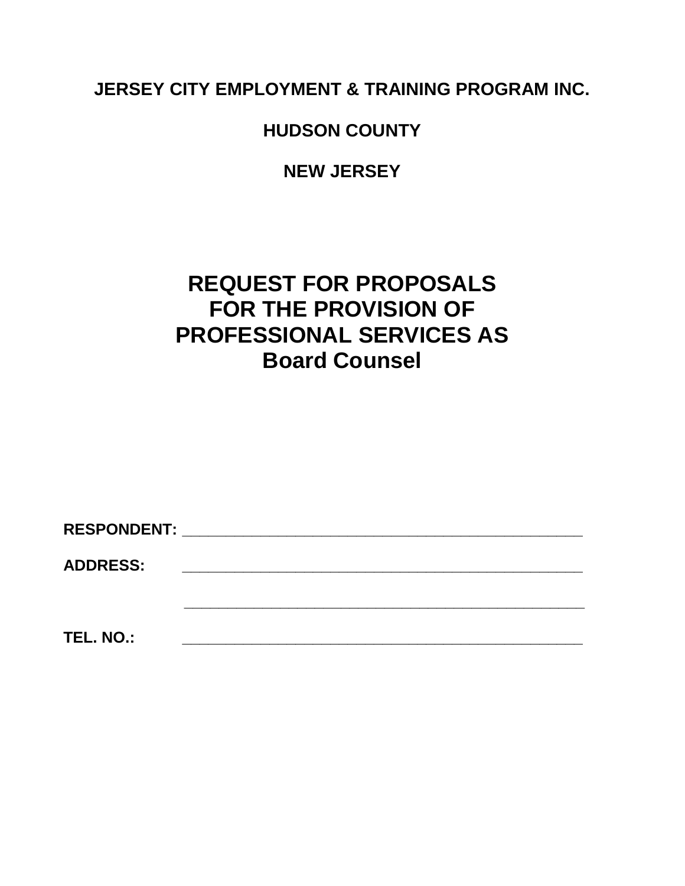**JERSEY CITY EMPLOYMENT & TRAINING PROGRAM INC.**

**HUDSON COUNTY**

**NEW JERSEY**

# REQUEST FOR PROPOSALS FOR THE PROVISION OF PROFESSIONAL SERVICES AS Board Counsel

**RESPONDENT:** ______________________________________________

**ADDRESS:** ______________________________________________

______________________________________________

**TEL. NO.:** ______________________________________________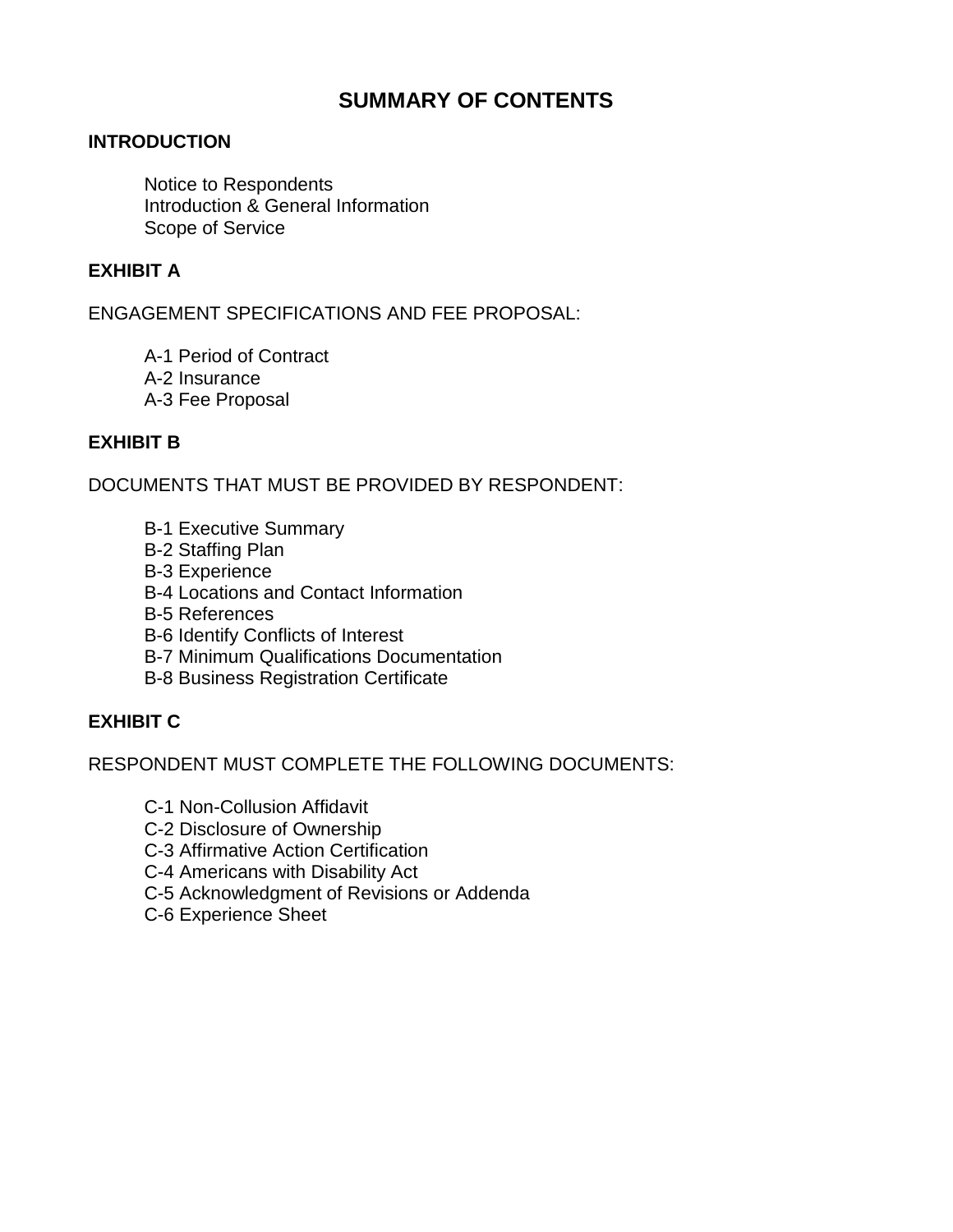# SUMMARY OF CONTENTS

## INTRODUCTION

- Notice to Respondents
- Introduction & General Information
- Scope of Service

## EXHIBIT A

ENGAGEMENT SPECIFICATIONS AND FEE PROPOSAL:

- A-1 Period of Contract
- A-2 Insurance
- A-3 Fee Proposal

## EXHIBIT B

DOCUMENTS THAT MUST BE PROVIDED BY RESPONDENT:

- B-1 Executive Summary
- B-2 Staffing Plan
- B-3 Experience
- B-4 Locations and Contact Information
- B-5 References
- B-6 Identify Conflicts of Interest
- B-7 Minimum Qualifications Documentation
- B-8 Business Registration Certificate

## EXHIBIT C

RESPONDENT MUST COMPLETE THE FOLLOWING DOCUMENTS:

- C-1 Non-Collusion Affidavit
- C-2 Disclosure of Ownership
- C-3 Affirmative Action Certification
- C-4 Americans with Disability Act
- C-5 Acknowledgment of Revisions or Addenda
- C-6 Experience Sheet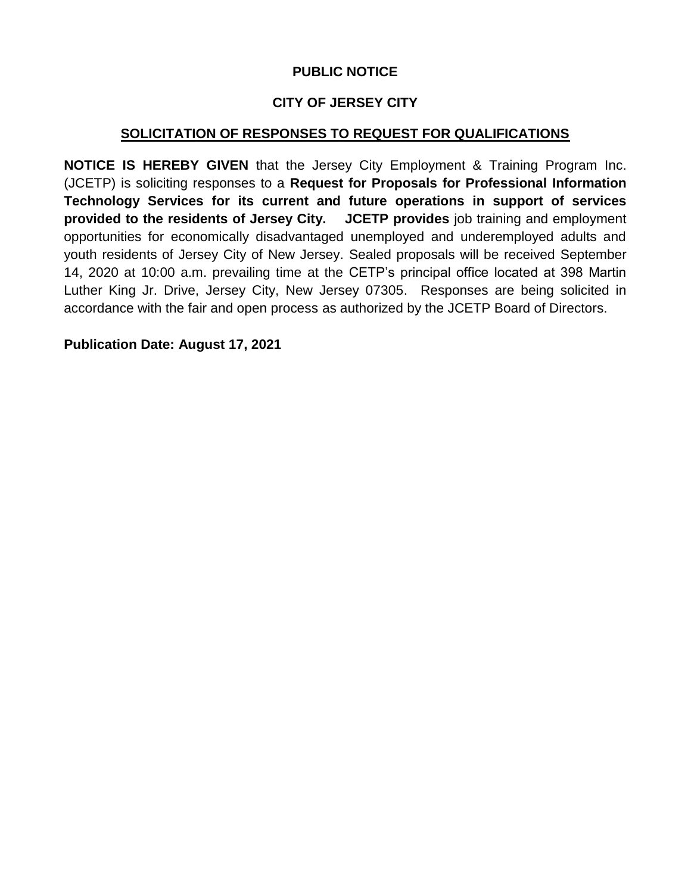**PUBLIC NOTICE**

**CITY OF JERSEY CITY**

**SOLICITATION OF RESPONSES TO REQUEST FOR QUALIFICATIONS**

**NOTICE IS HEREBY GIVEN** that the Jersey City Employment & Training Program Inc. (JCETP) is soliciting responses to a **Request for Proposals for Professional Information Technology Services for its current and future operations in support of services provided to the residents of Jersey City.** **JCETP provides** job training and employment opportunities for economically disadvantaged unemployed and underemployed adults and youth residents of Jersey City of New Jersey. Sealed proposals will be received September 14, 2020 at 10:00 a.m. prevailing time at the CETP's principal office located at 398 Martin Luther King Jr. Drive, Jersey City, New Jersey 07305. Responses are being solicited in accordance with the fair and open process as authorized by the JCETP Board of Directors.

**Publication Date: August 17, 2021**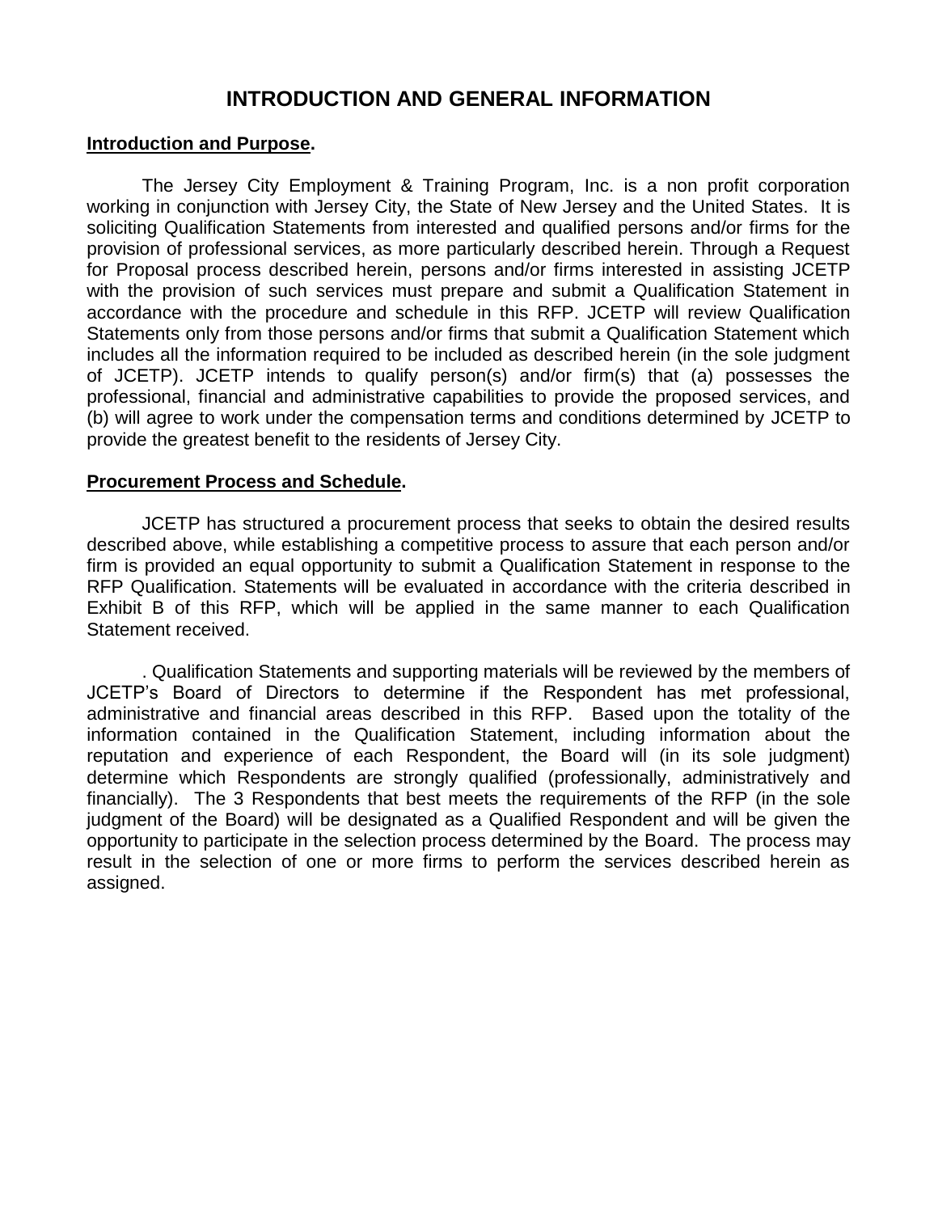# INTRODUCTION AND GENERAL INFORMATION

**<u>Introduction and Purpose</u>.**

The Jersey City Employment & Training Program, Inc. is a non profit corporation working in conjunction with Jersey City, the State of New Jersey and the United States. It is soliciting Qualification Statements from interested and qualified persons and/or firms for the provision of professional services, as more particularly described herein. Through a Request for Proposal process described herein, persons and/or firms interested in assisting JCETP with the provision of such services must prepare and submit a Qualification Statement in accordance with the procedure and schedule in this RFP. JCETP will review Qualification Statements only from those persons and/or firms that submit a Qualification Statement which includes all the information required to be included as described herein (in the sole judgment of JCETP). JCETP intends to qualify person(s) and/or firm(s) that (a) possesses the professional, financial and administrative capabilities to provide the proposed services, and (b) will agree to work under the compensation terms and conditions determined by JCETP to provide the greatest benefit to the residents of Jersey City.

**<u>Procurement Process and Schedule</u>.**

JCETP has structured a procurement process that seeks to obtain the desired results described above, while establishing a competitive process to assure that each person and/or firm is provided an equal opportunity to submit a Qualification Statement in response to the RFP Qualification. Statements will be evaluated in accordance with the criteria described in Exhibit B of this RFP, which will be applied in the same manner to each Qualification Statement received.

. Qualification Statements and supporting materials will be reviewed by the members of JCETP's Board of Directors to determine if the Respondent has met professional, administrative and financial areas described in this RFP. Based upon the totality of the information contained in the Qualification Statement, including information about the reputation and experience of each Respondent, the Board will (in its sole judgment) determine which Respondents are strongly qualified (professionally, administratively and financially). The 3 Respondents that best meets the requirements of the RFP (in the sole judgment of the Board) will be designated as a Qualified Respondent and will be given the opportunity to participate in the selection process determined by the Board. The process may result in the selection of one or more firms to perform the services described herein as assigned.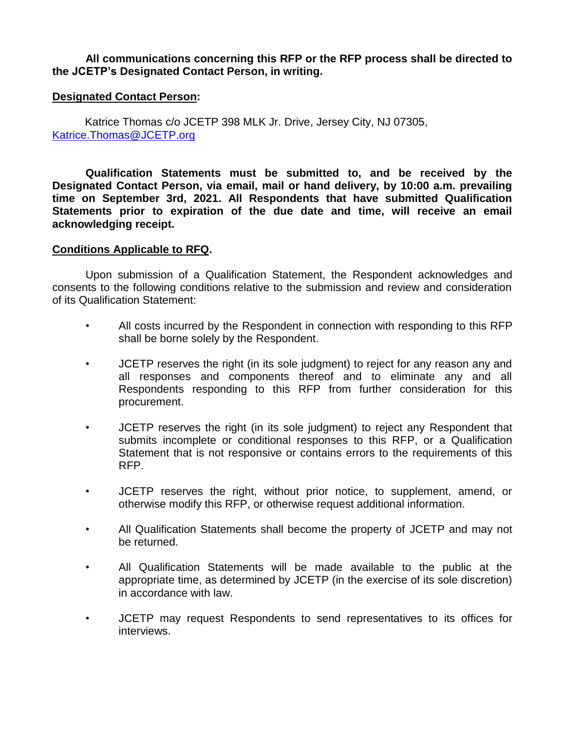**All communications concerning this RFP or the RFP process shall be directed to the JCETP's Designated Contact Person, in writing.**

**Designated Contact Person:**

Katrice Thomas c/o JCETP 398 MLK Jr. Drive, Jersey City, NJ 07305, [Katrice.Thomas@JCETP.org](mailto:Katrice.Thomas@JCETP.org)

**Qualification Statements must be submitted to, and be received by the Designated Contact Person, via email, mail or hand delivery, by 10:00 a.m. prevailing time on September 3rd, 2021. All Respondents that have submitted Qualification Statements prior to expiration of the due date and time, will receive an email acknowledging receipt.**

**Conditions Applicable to RFQ.**

Upon submission of a Qualification Statement, the Respondent acknowledges and consents to the following conditions relative to the submission and review and consideration of its Qualification Statement:

- All costs incurred by the Respondent in connection with responding to this RFP shall be borne solely by the Respondent.
- JCETP reserves the right (in its sole judgment) to reject for any reason any and all responses and components thereof and to eliminate any and all Respondents responding to this RFP from further consideration for this procurement.
- JCETP reserves the right (in its sole judgment) to reject any Respondent that submits incomplete or conditional responses to this RFP, or a Qualification Statement that is not responsive or contains errors to the requirements of this RFP.
- JCETP reserves the right, without prior notice, to supplement, amend, or otherwise modify this RFP, or otherwise request additional information.
- All Qualification Statements shall become the property of JCETP and may not be returned.
- All Qualification Statements will be made available to the public at the appropriate time, as determined by JCETP (in the exercise of its sole discretion) in accordance with law.
- JCETP may request Respondents to send representatives to its offices for interviews.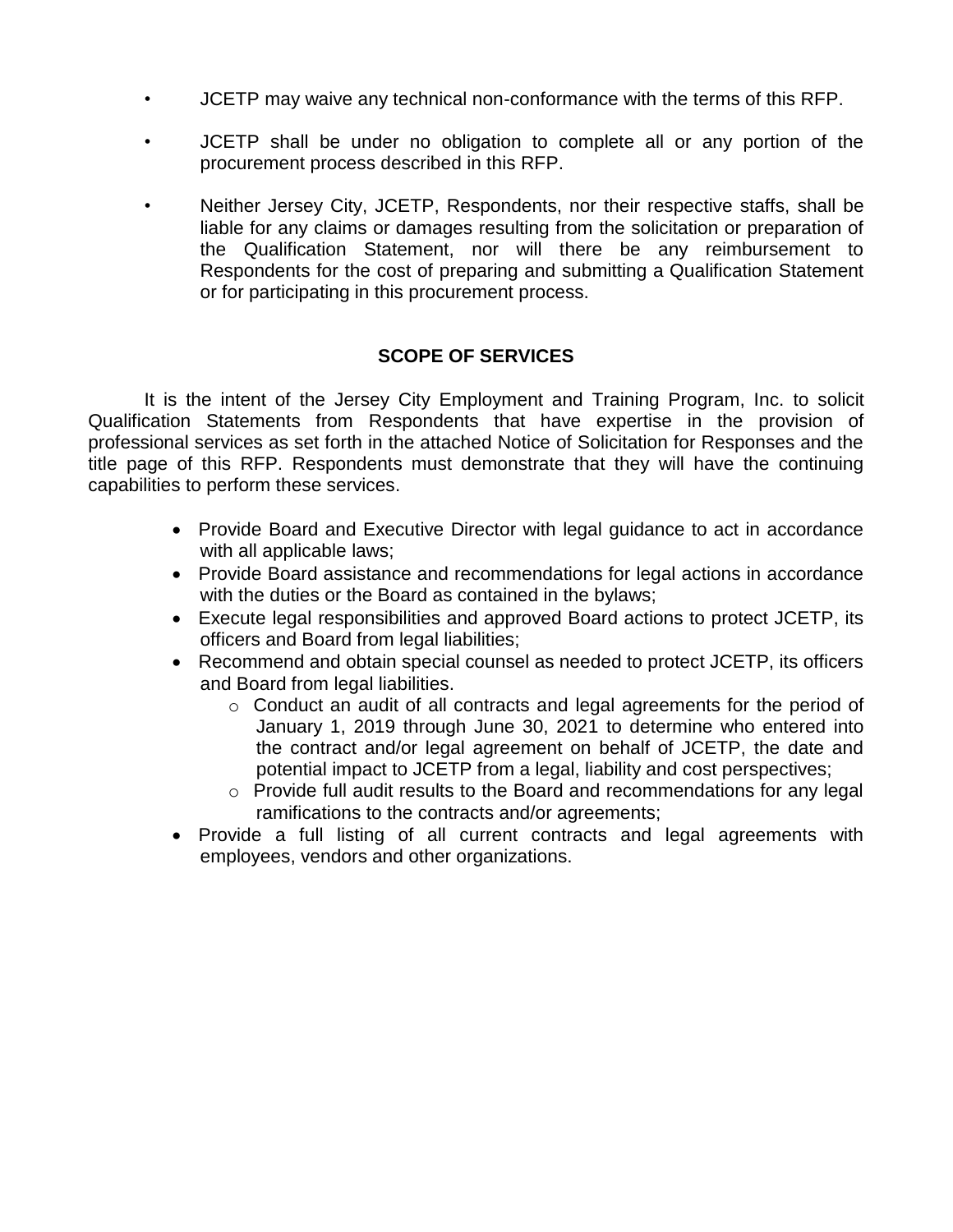- JCETP may waive any technical non-conformance with the terms of this RFP.
- JCETP shall be under no obligation to complete all or any portion of the procurement process described in this RFP.
- Neither Jersey City, JCETP, Respondents, nor their respective staffs, shall be liable for any claims or damages resulting from the solicitation or preparation of the Qualification Statement, nor will there be any reimbursement to Respondents for the cost of preparing and submitting a Qualification Statement or for participating in this procurement process.

## SCOPE OF SERVICES

It is the intent of the Jersey City Employment and Training Program, Inc. to solicit Qualification Statements from Respondents that have expertise in the provision of professional services as set forth in the attached Notice of Solicitation for Responses and the title page of this RFP. Respondents must demonstrate that they will have the continuing capabilities to perform these services.

- Provide Board and Executive Director with legal guidance to act in accordance with all applicable laws;
- Provide Board assistance and recommendations for legal actions in accordance with the duties or the Board as contained in the bylaws;
- Execute legal responsibilities and approved Board actions to protect JCETP, its officers and Board from legal liabilities;
- Recommend and obtain special counsel as needed to protect JCETP, its officers and Board from legal liabilities.
    - Conduct an audit of all contracts and legal agreements for the period of January 1, 2019 through June 30, 2021 to determine who entered into the contract and/or legal agreement on behalf of JCETP, the date and potential impact to JCETP from a legal, liability and cost perspectives;
    - Provide full audit results to the Board and recommendations for any legal ramifications to the contracts and/or agreements;
- Provide a full listing of all current contracts and legal agreements with employees, vendors and other organizations.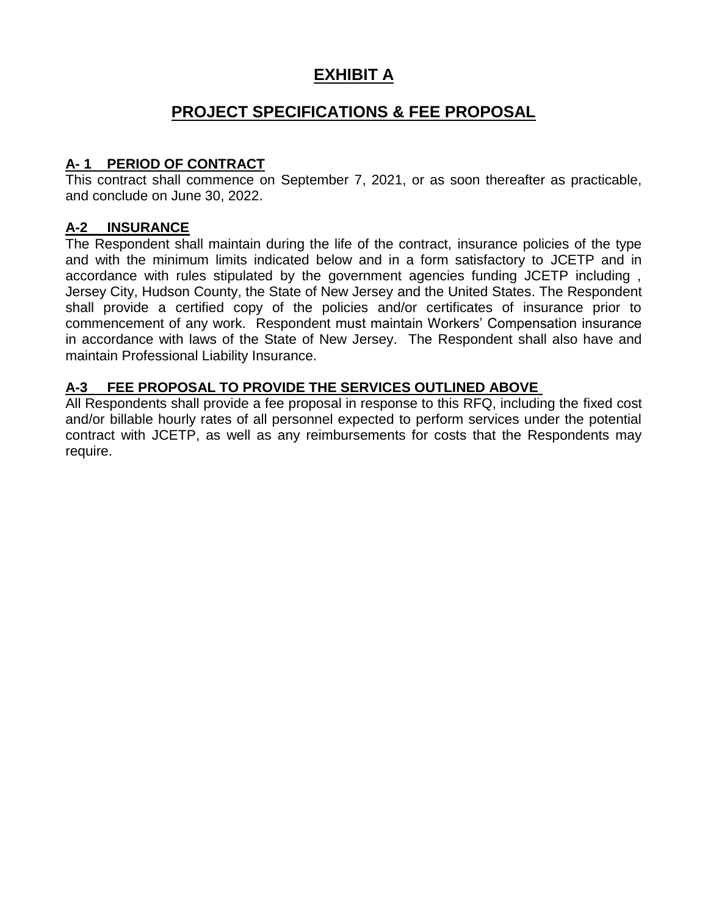# EXHIBIT A

## PROJECT SPECIFICATIONS & FEE PROPOSAL

### A- 1 PERIOD OF CONTRACT

This contract shall commence on September 7, 2021, or as soon thereafter as practicable, and conclude on June 30, 2022.

### A-2 INSURANCE

The Respondent shall maintain during the life of the contract, insurance policies of the type and with the minimum limits indicated below and in a form satisfactory to JCETP and in accordance with rules stipulated by the government agencies funding JCETP including , Jersey City, Hudson County, the State of New Jersey and the United States. The Respondent shall provide a certified copy of the policies and/or certificates of insurance prior to commencement of any work. Respondent must maintain Workers' Compensation insurance in accordance with laws of the State of New Jersey. The Respondent shall also have and maintain Professional Liability Insurance.

### A-3 FEE PROPOSAL TO PROVIDE THE SERVICES OUTLINED ABOVE

All Respondents shall provide a fee proposal in response to this RFQ, including the fixed cost and/or billable hourly rates of all personnel expected to perform services under the potential contract with JCETP, as well as any reimbursements for costs that the Respondents may require.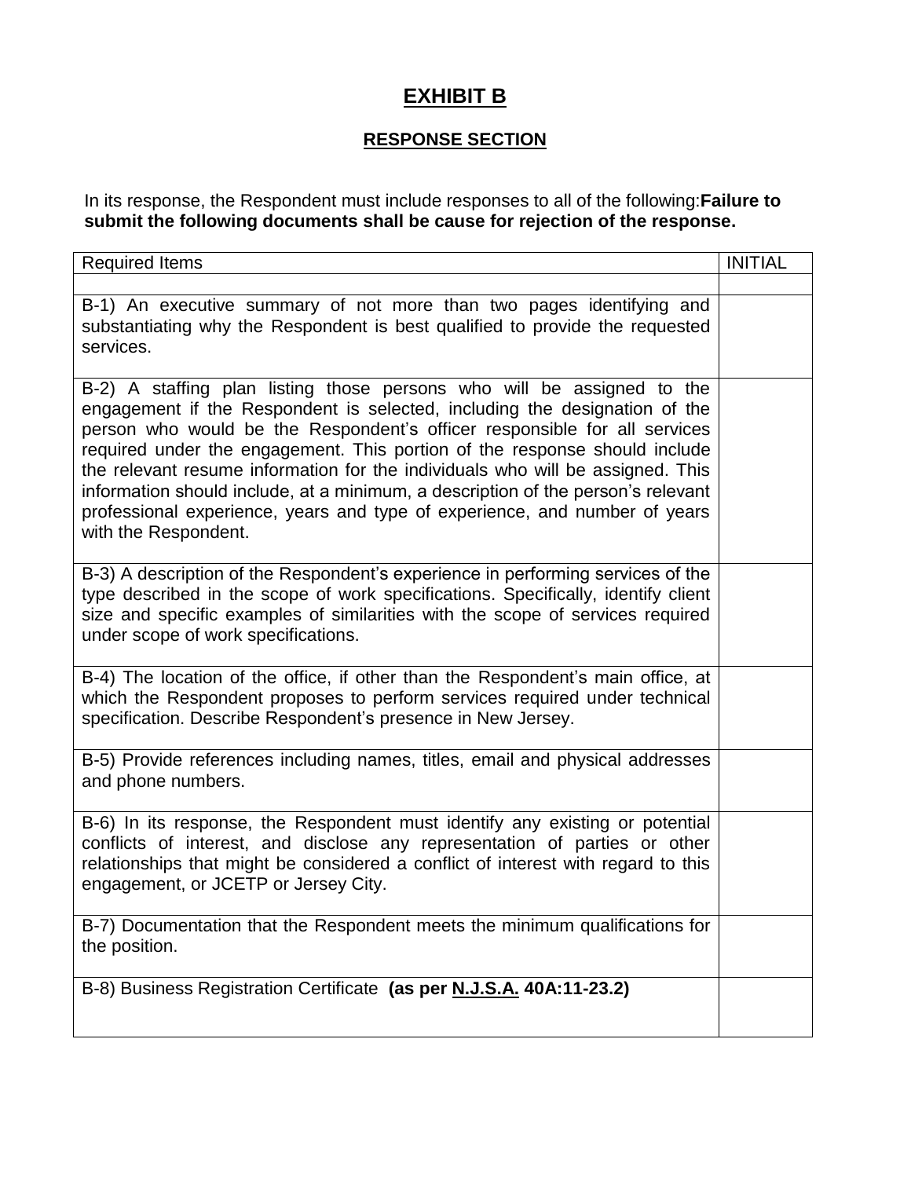# EXHIBIT B

## RESPONSE SECTION

In its response, the Respondent must include responses to all of the following:**Failure to submit the following documents shall be cause for rejection of the response.**

| Required Items | INITIAL |
|---|---|
| | |
| B-1) An executive summary of not more than two pages identifying and substantiating why the Respondent is best qualified to provide the requested services. | |
| B-2) A staffing plan listing those persons who will be assigned to the engagement if the Respondent is selected, including the designation of the person who would be the Respondent's officer responsible for all services required under the engagement. This portion of the response should include the relevant resume information for the individuals who will be assigned. This information should include, at a minimum, a description of the person's relevant professional experience, years and type of experience, and number of years with the Respondent. | |
| B-3) A description of the Respondent's experience in performing services of the type described in the scope of work specifications. Specifically, identify client size and specific examples of similarities with the scope of services required under scope of work specifications. | |
| B-4) The location of the office, if other than the Respondent's main office, at which the Respondent proposes to perform services required under technical specification. Describe Respondent's presence in New Jersey. | |
| B-5) Provide references including names, titles, email and physical addresses and phone numbers. | |
| B-6) In its response, the Respondent must identify any existing or potential conflicts of interest, and disclose any representation of parties or other relationships that might be considered a conflict of interest with regard to this engagement, or JCETP or Jersey City. | |
| B-7) Documentation that the Respondent meets the minimum qualifications for the position. | |
| B-8) Business Registration Certificate **(as per N.J.S.A. 40A:11-23.2)** | |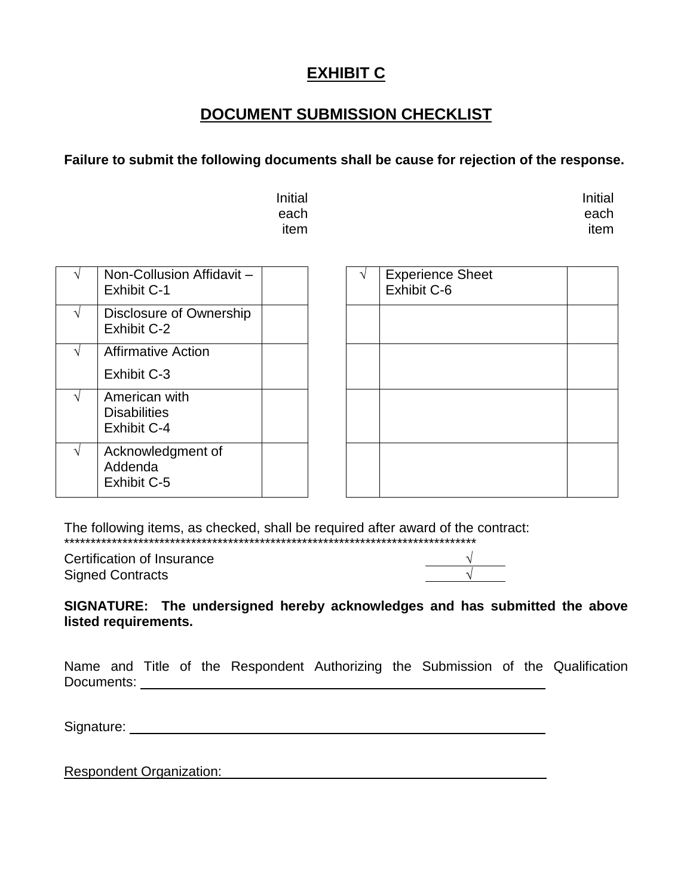# EXHIBIT C

## DOCUMENT SUBMISSION CHECKLIST

**Failure to submit the following documents shall be cause for rejection of the response.**

| √ | Document | Initial each item | √ | Document | Initial each item |
|---|---|---|---|---|---|
| √ | Non-Collusion Affidavit – Exhibit C-1 | | √ | Experience Sheet Exhibit C-6 | |
| √ | Disclosure of Ownership Exhibit C-2 | | | | |
| √ | Affirmative Action Exhibit C-3 | | | | |
| √ | American with Disabilities Exhibit C-4 | | | | |
| √ | Acknowledgment of Addenda Exhibit C-5 | | | | |

The following items, as checked, shall be required after award of the contract:
*******************************************************************************

Certification of Insurance ______√______

Signed Contracts ______√______

**SIGNATURE: The undersigned hereby acknowledges and has submitted the above listed requirements.**

Name and Title of the Respondent Authorizing the Submission of the Qualification Documents: ____________________________________________

Signature: ____________________________________________

Respondent Organization: ____________________________________________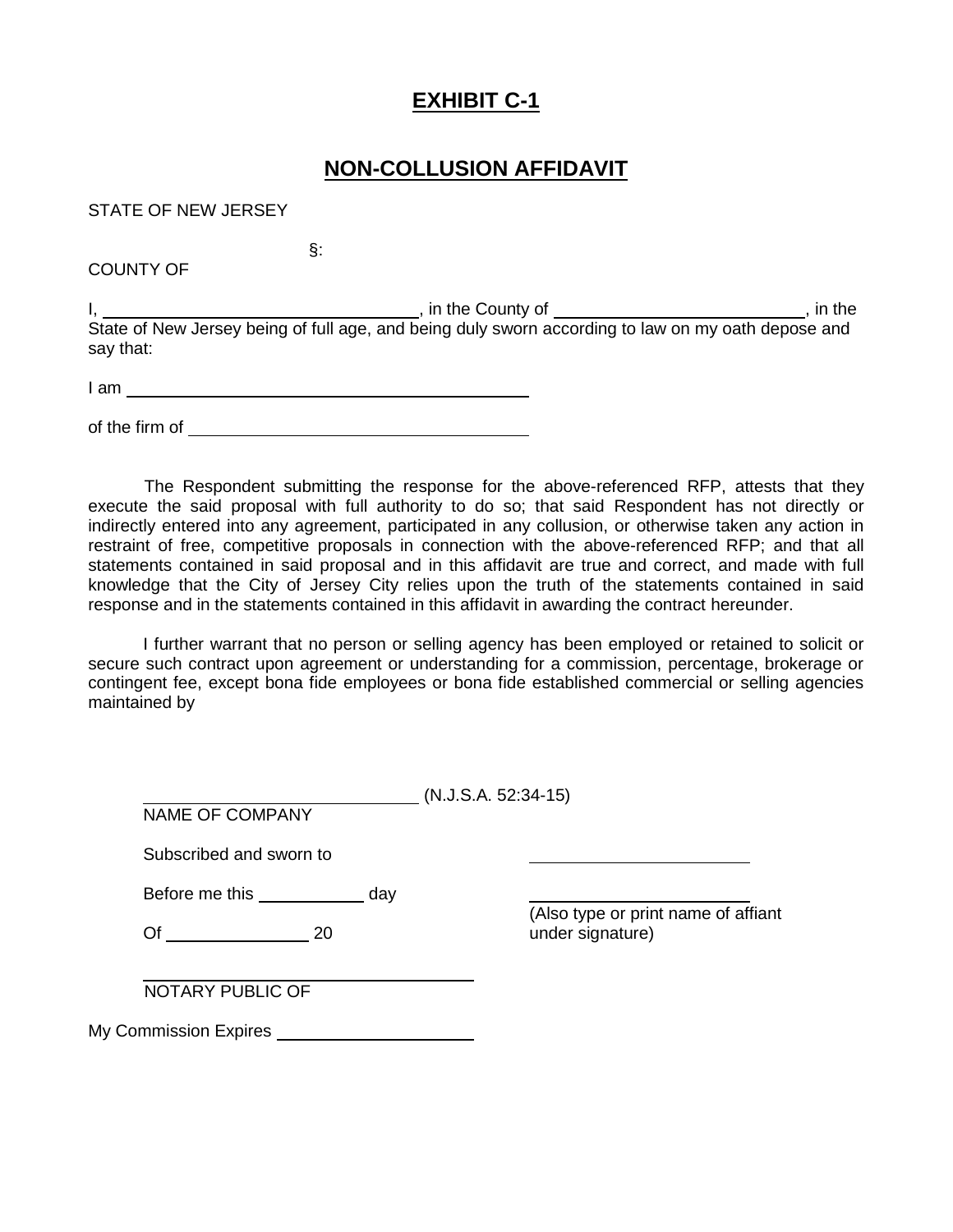# EXHIBIT C-1

## NON-COLLUSION AFFIDAVIT

STATE OF NEW JERSEY

§:

COUNTY OF

I, \_\_\_\_\_\_\_\_\_\_\_\_\_\_\_\_\_\_\_\_\_\_\_\_\_\_\_\_\_\_, in the County of \_\_\_\_\_\_\_\_\_\_\_\_\_\_\_\_\_\_\_\_\_\_\_\_\_\_, in the State of New Jersey being of full age, and being duly sworn according to law on my oath depose and say that:

I am \_\_\_\_\_\_\_\_\_\_\_\_\_\_\_\_\_\_\_\_\_\_\_\_\_\_\_\_\_\_\_\_\_\_\_\_\_\_\_\_

of the firm of \_\_\_\_\_\_\_\_\_\_\_\_\_\_\_\_\_\_\_\_\_\_\_\_\_\_\_\_\_\_\_\_\_\_

The Respondent submitting the response for the above-referenced RFP, attests that they execute the said proposal with full authority to do so; that said Respondent has not directly or indirectly entered into any agreement, participated in any collusion, or otherwise taken any action in restraint of free, competitive proposals in connection with the above-referenced RFP; and that all statements contained in said proposal and in this affidavit are true and correct, and made with full knowledge that the City of Jersey City relies upon the truth of the statements contained in said response and in the statements contained in this affidavit in awarding the contract hereunder.

I further warrant that no person or selling agency has been employed or retained to solicit or secure such contract upon agreement or understanding for a commission, percentage, brokerage or contingent fee, except bona fide employees or bona fide established commercial or selling agencies maintained by

\_\_\_\_\_\_\_\_\_\_\_\_\_\_\_\_\_\_\_\_\_\_\_\_\_\_\_\_\_\_ (N.J.S.A. 52:34-15)
NAME OF COMPANY

Subscribed and sworn to

Before me this \_\_\_\_\_\_\_\_\_\_\_ day

Of \_\_\_\_\_\_\_\_\_\_\_\_\_\_\_ 20

\_\_\_\_\_\_\_\_\_\_\_\_\_\_\_\_\_\_\_\_\_\_\_\_\_\_\_\_\_\_\_\_\_\_\_\_
NOTARY PUBLIC OF

My Commission Expires \_\_\_\_\_\_\_\_\_\_\_\_\_\_\_\_\_\_\_\_\_

\_\_\_\_\_\_\_\_\_\_\_\_\_\_\_\_\_\_\_\_\_\_\_\_

\_\_\_\_\_\_\_\_\_\_\_\_\_\_\_\_\_\_\_\_\_\_\_\_
(Also type or print name of affiant under signature)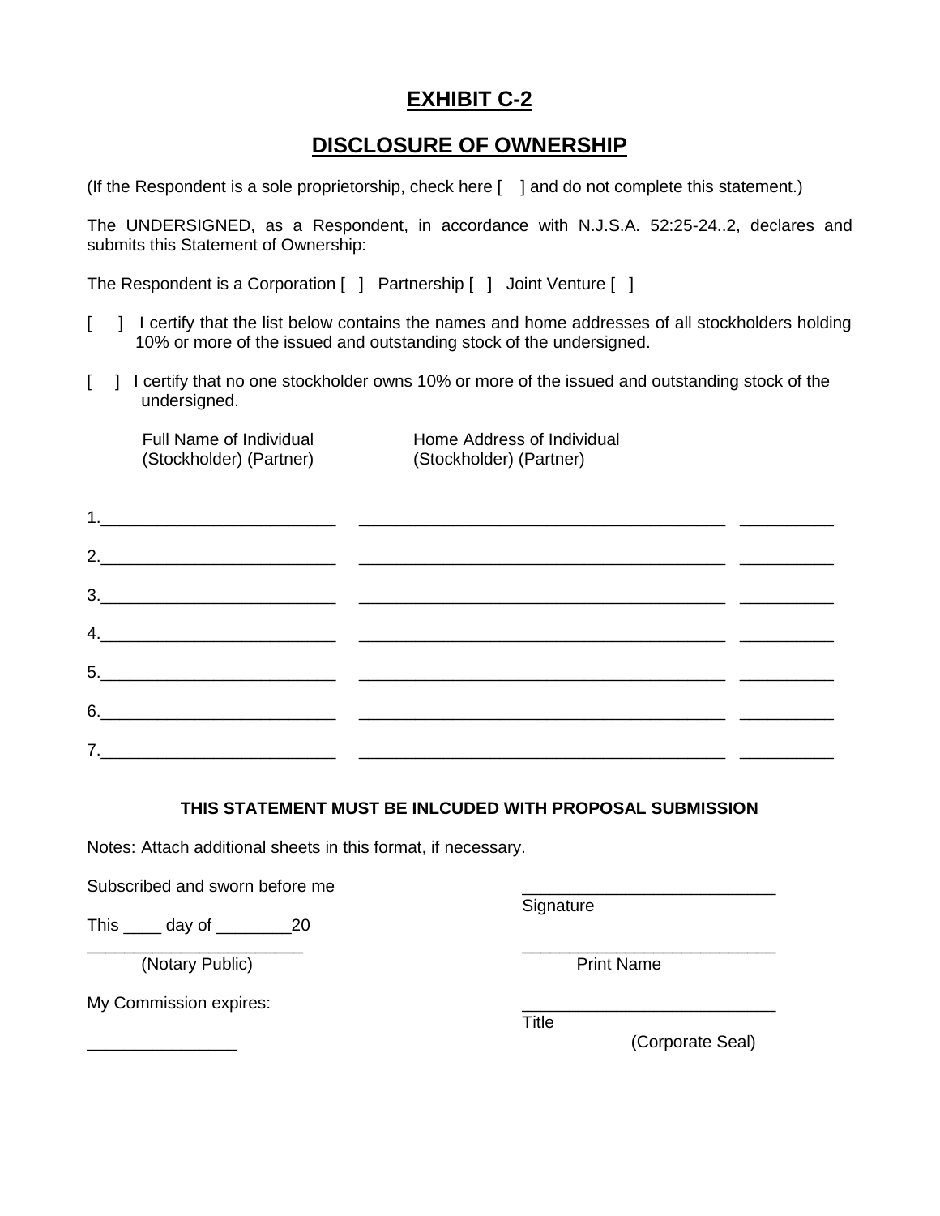# EXHIBIT C-2

## DISCLOSURE OF OWNERSHIP

(If the Respondent is a sole proprietorship, check here [ ] and do not complete this statement.)

The UNDERSIGNED, as a Respondent, in accordance with N.J.S.A. 52:25-24..2, declares and submits this Statement of Ownership:

The Respondent is a Corporation [ ] Partnership [ ] Joint Venture [ ]

[ ] I certify that the list below contains the names and home addresses of all stockholders holding 10% or more of the issued and outstanding stock of the undersigned.

[ ] I certify that no one stockholder owns 10% or more of the issued and outstanding stock of the undersigned.

| Full Name of Individual (Stockholder) (Partner) | Home Address of Individual (Stockholder) (Partner) | |
|---|---|---|
| 1.________________________ | ________________________________________ | __________ |
| 2.________________________ | ________________________________________ | __________ |
| 3.________________________ | ________________________________________ | __________ |
| 4.________________________ | ________________________________________ | __________ |
| 5.________________________ | ________________________________________ | __________ |
| 6.________________________ | ________________________________________ | __________ |
| 7.________________________ | ________________________________________ | __________ |

**THIS STATEMENT MUST BE INLCUDED WITH PROPOSAL SUBMISSION**

Notes: Attach additional sheets in this format, if necessary.

Subscribed and sworn before me

This ____ day of ________20

_______________________
(Notary Public)

My Commission expires:

________________

___________________________
Signature

___________________________
Print Name

___________________________
Title

(Corporate Seal)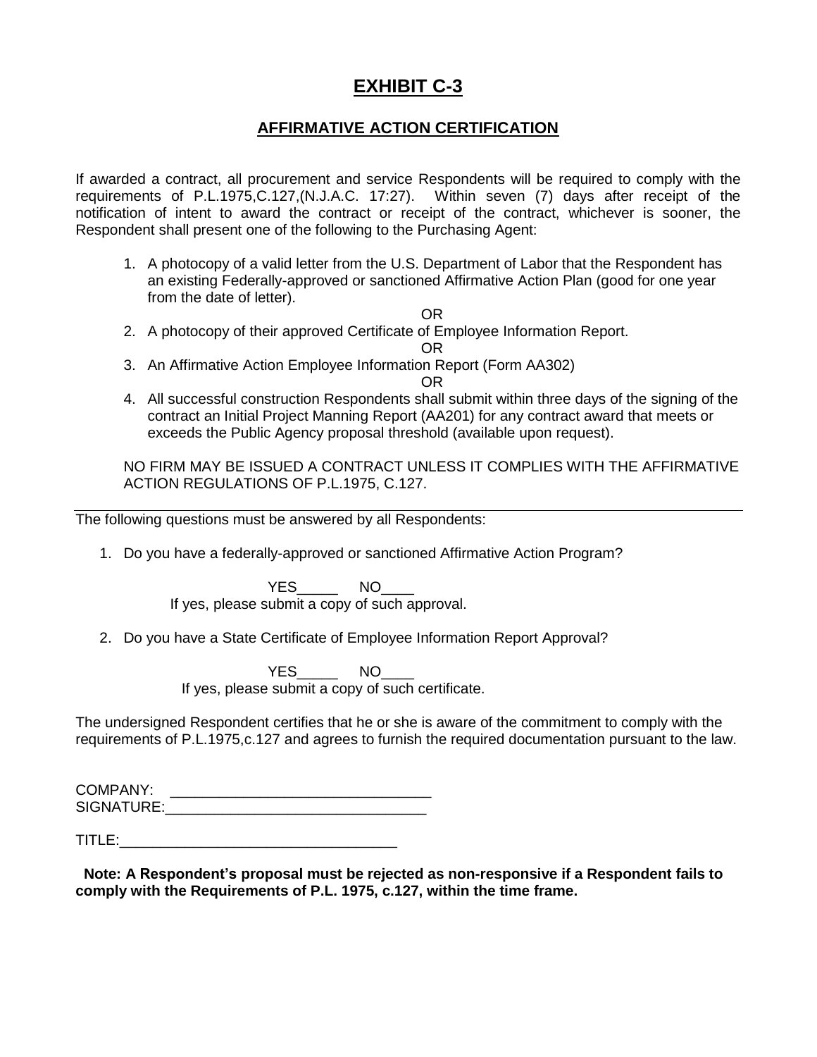# EXHIBIT C-3

## AFFIRMATIVE ACTION CERTIFICATION

If awarded a contract, all procurement and service Respondents will be required to comply with the requirements of P.L.1975,C.127,(N.J.A.C. 17:27). Within seven (7) days after receipt of the notification of intent to award the contract or receipt of the contract, whichever is sooner, the Respondent shall present one of the following to the Purchasing Agent:

1. A photocopy of a valid letter from the U.S. Department of Labor that the Respondent has an existing Federally-approved or sanctioned Affirmative Action Plan (good for one year from the date of letter).

   OR

2. A photocopy of their approved Certificate of Employee Information Report.

   OR

3. An Affirmative Action Employee Information Report (Form AA302)

   OR

4. All successful construction Respondents shall submit within three days of the signing of the contract an Initial Project Manning Report (AA201) for any contract award that meets or exceeds the Public Agency proposal threshold (available upon request).

NO FIRM MAY BE ISSUED A CONTRACT UNLESS IT COMPLIES WITH THE AFFIRMATIVE ACTION REGULATIONS OF P.L.1975, C.127.

---

The following questions must be answered by all Respondents:

1. Do you have a federally-approved or sanctioned Affirmative Action Program?

   YES_____ NO____

   If yes, please submit a copy of such approval.

2. Do you have a State Certificate of Employee Information Report Approval?

   YES_____ NO____

   If yes, please submit a copy of such certificate.

The undersigned Respondent certifies that he or she is aware of the commitment to comply with the requirements of P.L.1975,c.127 and agrees to furnish the required documentation pursuant to the law.

COMPANY: ________________________________

SIGNATURE:________________________________

TITLE:__________________________________

**Note: A Respondent's proposal must be rejected as non-responsive if a Respondent fails to comply with the Requirements of P.L. 1975, c.127, within the time frame.**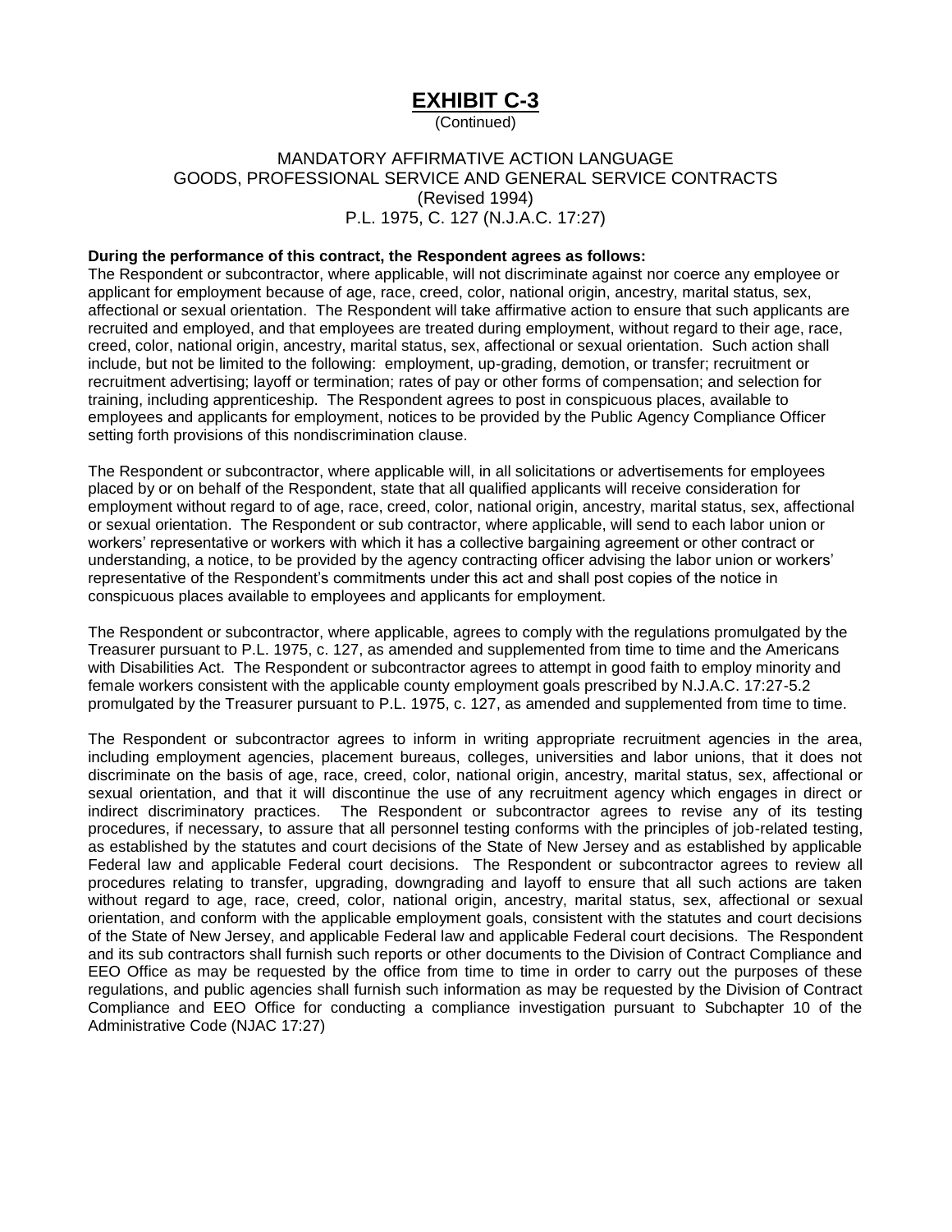# EXHIBIT C-3

(Continued)

MANDATORY AFFIRMATIVE ACTION LANGUAGE
GOODS, PROFESSIONAL SERVICE AND GENERAL SERVICE CONTRACTS
(Revised 1994)
P.L. 1975, C. 127 (N.J.A.C. 17:27)

**During the performance of this contract, the Respondent agrees as follows:**
The Respondent or subcontractor, where applicable, will not discriminate against nor coerce any employee or applicant for employment because of age, race, creed, color, national origin, ancestry, marital status, sex, affectional or sexual orientation. The Respondent will take affirmative action to ensure that such applicants are recruited and employed, and that employees are treated during employment, without regard to their age, race, creed, color, national origin, ancestry, marital status, sex, affectional or sexual orientation. Such action shall include, but not be limited to the following: employment, up-grading, demotion, or transfer; recruitment or recruitment advertising; layoff or termination; rates of pay or other forms of compensation; and selection for training, including apprenticeship. The Respondent agrees to post in conspicuous places, available to employees and applicants for employment, notices to be provided by the Public Agency Compliance Officer setting forth provisions of this nondiscrimination clause.

The Respondent or subcontractor, where applicable will, in all solicitations or advertisements for employees placed by or on behalf of the Respondent, state that all qualified applicants will receive consideration for employment without regard to of age, race, creed, color, national origin, ancestry, marital status, sex, affectional or sexual orientation. The Respondent or sub contractor, where applicable, will send to each labor union or workers' representative or workers with which it has a collective bargaining agreement or other contract or understanding, a notice, to be provided by the agency contracting officer advising the labor union or workers' representative of the Respondent's commitments under this act and shall post copies of the notice in conspicuous places available to employees and applicants for employment.

The Respondent or subcontractor, where applicable, agrees to comply with the regulations promulgated by the Treasurer pursuant to P.L. 1975, c. 127, as amended and supplemented from time to time and the Americans with Disabilities Act. The Respondent or subcontractor agrees to attempt in good faith to employ minority and female workers consistent with the applicable county employment goals prescribed by N.J.A.C. 17:27-5.2 promulgated by the Treasurer pursuant to P.L. 1975, c. 127, as amended and supplemented from time to time.

The Respondent or subcontractor agrees to inform in writing appropriate recruitment agencies in the area, including employment agencies, placement bureaus, colleges, universities and labor unions, that it does not discriminate on the basis of age, race, creed, color, national origin, ancestry, marital status, sex, affectional or sexual orientation, and that it will discontinue the use of any recruitment agency which engages in direct or indirect discriminatory practices. The Respondent or subcontractor agrees to revise any of its testing procedures, if necessary, to assure that all personnel testing conforms with the principles of job-related testing, as established by the statutes and court decisions of the State of New Jersey and as established by applicable Federal law and applicable Federal court decisions. The Respondent or subcontractor agrees to review all procedures relating to transfer, upgrading, downgrading and layoff to ensure that all such actions are taken without regard to age, race, creed, color, national origin, ancestry, marital status, sex, affectional or sexual orientation, and conform with the applicable employment goals, consistent with the statutes and court decisions of the State of New Jersey, and applicable Federal law and applicable Federal court decisions. The Respondent and its sub contractors shall furnish such reports or other documents to the Division of Contract Compliance and EEO Office as may be requested by the office from time to time in order to carry out the purposes of these regulations, and public agencies shall furnish such information as may be requested by the Division of Contract Compliance and EEO Office for conducting a compliance investigation pursuant to Subchapter 10 of the Administrative Code (NJAC 17:27)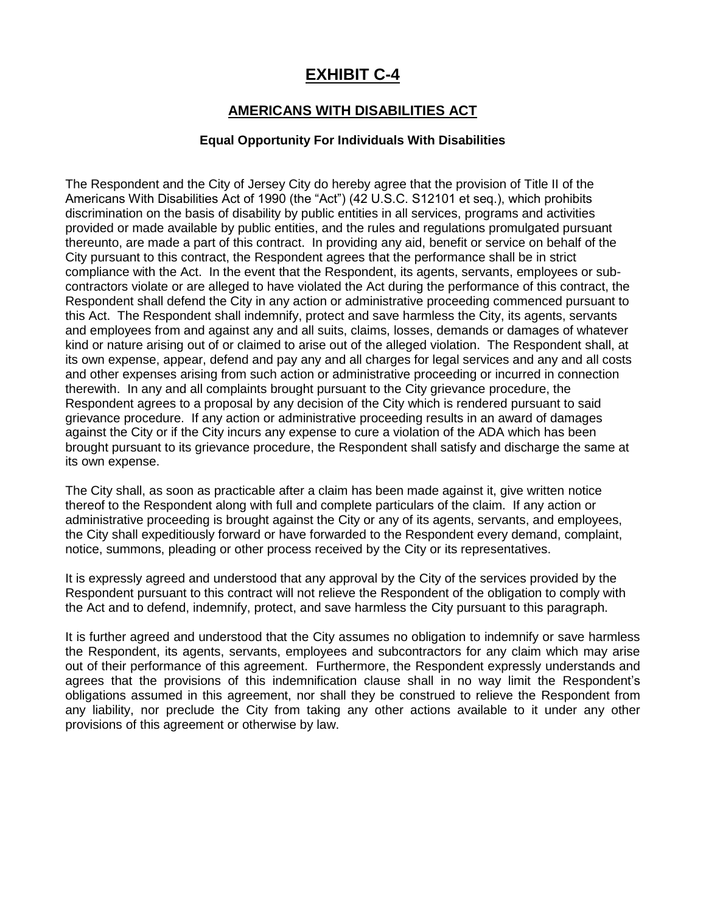# EXHIBIT C-4

## AMERICANS WITH DISABILITIES ACT

### Equal Opportunity For Individuals With Disabilities

The Respondent and the City of Jersey City do hereby agree that the provision of Title II of the Americans With Disabilities Act of 1990 (the "Act") (42 U.S.C. S12101 et seq.), which prohibits discrimination on the basis of disability by public entities in all services, programs and activities provided or made available by public entities, and the rules and regulations promulgated pursuant thereunto, are made a part of this contract. In providing any aid, benefit or service on behalf of the City pursuant to this contract, the Respondent agrees that the performance shall be in strict compliance with the Act. In the event that the Respondent, its agents, servants, employees or sub-contractors violate or are alleged to have violated the Act during the performance of this contract, the Respondent shall defend the City in any action or administrative proceeding commenced pursuant to this Act. The Respondent shall indemnify, protect and save harmless the City, its agents, servants and employees from and against any and all suits, claims, losses, demands or damages of whatever kind or nature arising out of or claimed to arise out of the alleged violation. The Respondent shall, at its own expense, appear, defend and pay any and all charges for legal services and any and all costs and other expenses arising from such action or administrative proceeding or incurred in connection therewith. In any and all complaints brought pursuant to the City grievance procedure, the Respondent agrees to a proposal by any decision of the City which is rendered pursuant to said grievance procedure. If any action or administrative proceeding results in an award of damages against the City or if the City incurs any expense to cure a violation of the ADA which has been brought pursuant to its grievance procedure, the Respondent shall satisfy and discharge the same at its own expense.

The City shall, as soon as practicable after a claim has been made against it, give written notice thereof to the Respondent along with full and complete particulars of the claim. If any action or administrative proceeding is brought against the City or any of its agents, servants, and employees, the City shall expeditiously forward or have forwarded to the Respondent every demand, complaint, notice, summons, pleading or other process received by the City or its representatives.

It is expressly agreed and understood that any approval by the City of the services provided by the Respondent pursuant to this contract will not relieve the Respondent of the obligation to comply with the Act and to defend, indemnify, protect, and save harmless the City pursuant to this paragraph.

It is further agreed and understood that the City assumes no obligation to indemnify or save harmless the Respondent, its agents, servants, employees and subcontractors for any claim which may arise out of their performance of this agreement. Furthermore, the Respondent expressly understands and agrees that the provisions of this indemnification clause shall in no way limit the Respondent's obligations assumed in this agreement, nor shall they be construed to relieve the Respondent from any liability, nor preclude the City from taking any other actions available to it under any other provisions of this agreement or otherwise by law.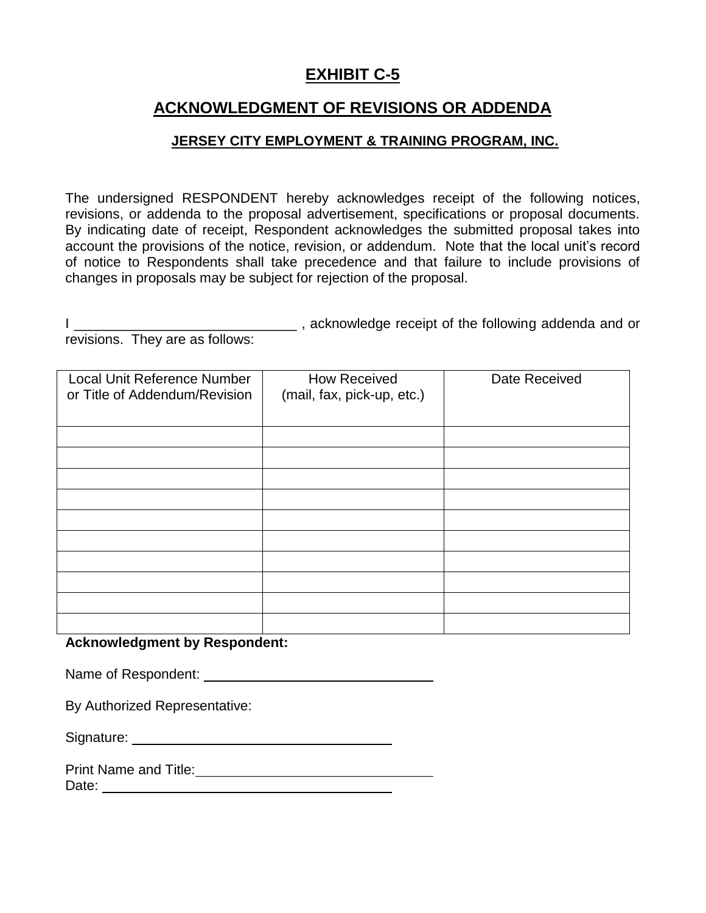# EXHIBIT C-5

## ACKNOWLEDGMENT OF REVISIONS OR ADDENDA

### JERSEY CITY EMPLOYMENT & TRAINING PROGRAM, INC.

The undersigned RESPONDENT hereby acknowledges receipt of the following notices, revisions, or addenda to the proposal advertisement, specifications or proposal documents. By indicating date of receipt, Respondent acknowledges the submitted proposal takes into account the provisions of the notice, revision, or addendum. Note that the local unit's record of notice to Respondents shall take precedence and that failure to include provisions of changes in proposals may be subject for rejection of the proposal.

I _____________________________ , acknowledge receipt of the following addenda and or revisions. They are as follows:

| Local Unit Reference Number or Title of Addendum/Revision | How Received (mail, fax, pick-up, etc.) | Date Received |
|---|---|---|
| | | |
| | | |
| | | |
| | | |
| | | |
| | | |
| | | |
| | | |
| | | |
| | | |

**Acknowledgment by Respondent:**

Name of Respondent: ______________________________

By Authorized Representative:

Signature: ______________________________

Print Name and Title: ______________________________

Date: ______________________________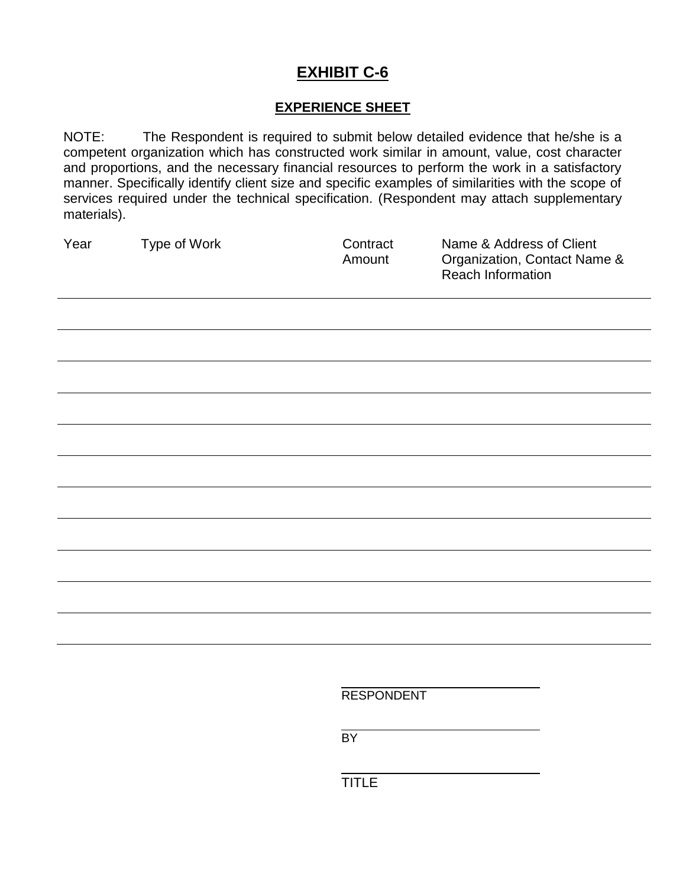# EXHIBIT C-6

## EXPERIENCE SHEET

NOTE: The Respondent is required to submit below detailed evidence that he/she is a competent organization which has constructed work similar in amount, value, cost character and proportions, and the necessary financial resources to perform the work in a satisfactory manner. Specifically identify client size and specific examples of similarities with the scope of services required under the technical specification. (Respondent may attach supplementary materials).

| Year | Type of Work | Contract Amount | Name & Address of Client Organization, Contact Name & Reach Information |
|---|---|---|---|
| | | | |
| | | | |
| | | | |
| | | | |
| | | | |
| | | | |
| | | | |
| | | | |
| | | | |
| | | | |
| | | | |

RESPONDENT

BY

TITLE